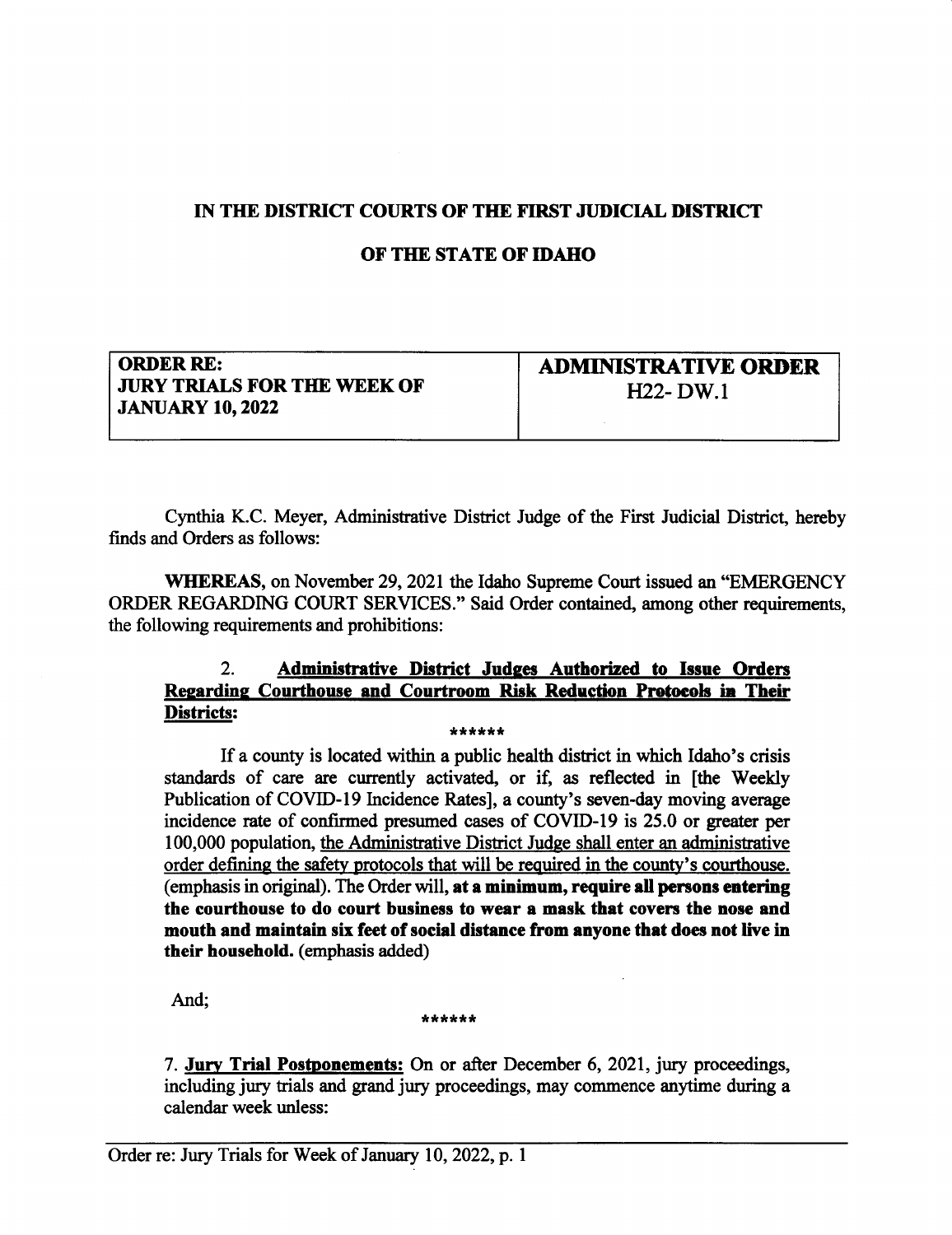# IN THE DISTRICT COURTS OF THE FIRST JUDICIAL DISTRICT

# OF THE STATE OF IDAHO

| ORDER RE: JURY TRIALS FOR THE WEEK OF JANUARY 10, 2022 | ADMINISTRATIVE ORDER H22- DW.1 |
|---|---|

Cynthia K.C. Meyer, Administrative District Judge of the First Judicial District, hereby finds and Orders as follows:

**WHEREAS**, on November 29, 2021 the Idaho Supreme Court issued an "EMERGENCY ORDER REGARDING COURT SERVICES." Said Order contained, among other requirements, the following requirements and prohibitions:

> 2. **Administrative District Judges Authorized to Issue Orders Regarding Courthouse and Courtroom Risk Reduction Protocols in Their Districts:**
>
> ******
>
> If a county is located within a public health district in which Idaho's crisis standards of care are currently activated, or if, as reflected in [the Weekly Publication of COVID-19 Incidence Rates], a county's seven-day moving average incidence rate of confirmed presumed cases of COVID-19 is 25.0 or greater per 100,000 population, the Administrative District Judge shall enter an administrative order defining the safety protocols that will be required in the county's courthouse. (emphasis in original). The Order will, **at a minimum, require all persons entering the courthouse to do court business to wear a mask that covers the nose and mouth and maintain six feet of social distance from anyone that does not live in their household.** (emphasis added)

And;

******

7. **Jury Trial Postponements:** On or after December 6, 2021, jury proceedings, including jury trials and grand jury proceedings, may commence anytime during a calendar week unless: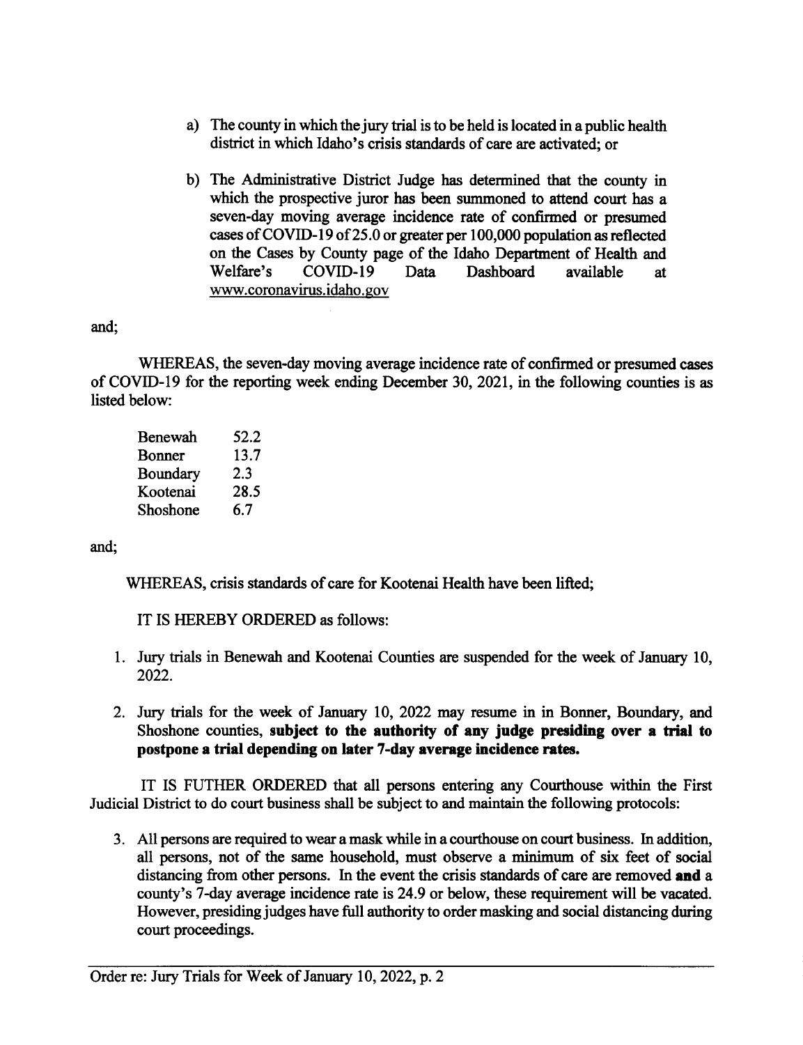a) The county in which the jury trial is to be held is located in a public health district in which Idaho's crisis standards of care are activated; or

b) The Administrative District Judge has determined that the county in which the prospective juror has been summoned to attend court has a seven-day moving average incidence rate of confirmed or presumed cases of COVID-19 of 25.0 or greater per 100,000 population as reflected on the Cases by County page of the Idaho Department of Health and Welfare's COVID-19 Data Dashboard available at www.coronavirus.idaho.gov

and;

WHEREAS, the seven-day moving average incidence rate of confirmed or presumed cases of COVID-19 for the reporting week ending December 30, 2021, in the following counties is as listed below:

| | |
|---|---|
| Benewah | 52.2 |
| Bonner | 13.7 |
| Boundary | 2.3 |
| Kootenai | 28.5 |
| Shoshone | 6.7 |

and;

WHEREAS, crisis standards of care for Kootenai Health have been lifted;

IT IS HEREBY ORDERED as follows:

1. Jury trials in Benewah and Kootenai Counties are suspended for the week of January 10, 2022.

2. Jury trials for the week of January 10, 2022 may resume in in Bonner, Boundary, and Shoshone counties, **subject to the authority of any judge presiding over a trial to postpone a trial depending on later 7-day average incidence rates.**

IT IS FUTHER ORDERED that all persons entering any Courthouse within the First Judicial District to do court business shall be subject to and maintain the following protocols:

3. All persons are required to wear a mask while in a courthouse on court business. In addition, all persons, not of the same household, must observe a minimum of six feet of social distancing from other persons. In the event the crisis standards of care are removed **and** a county's 7-day average incidence rate is 24.9 or below, these requirement will be vacated. However, presiding judges have full authority to order masking and social distancing during court proceedings.

Order re: Jury Trials for Week of January 10, 2022, p. 2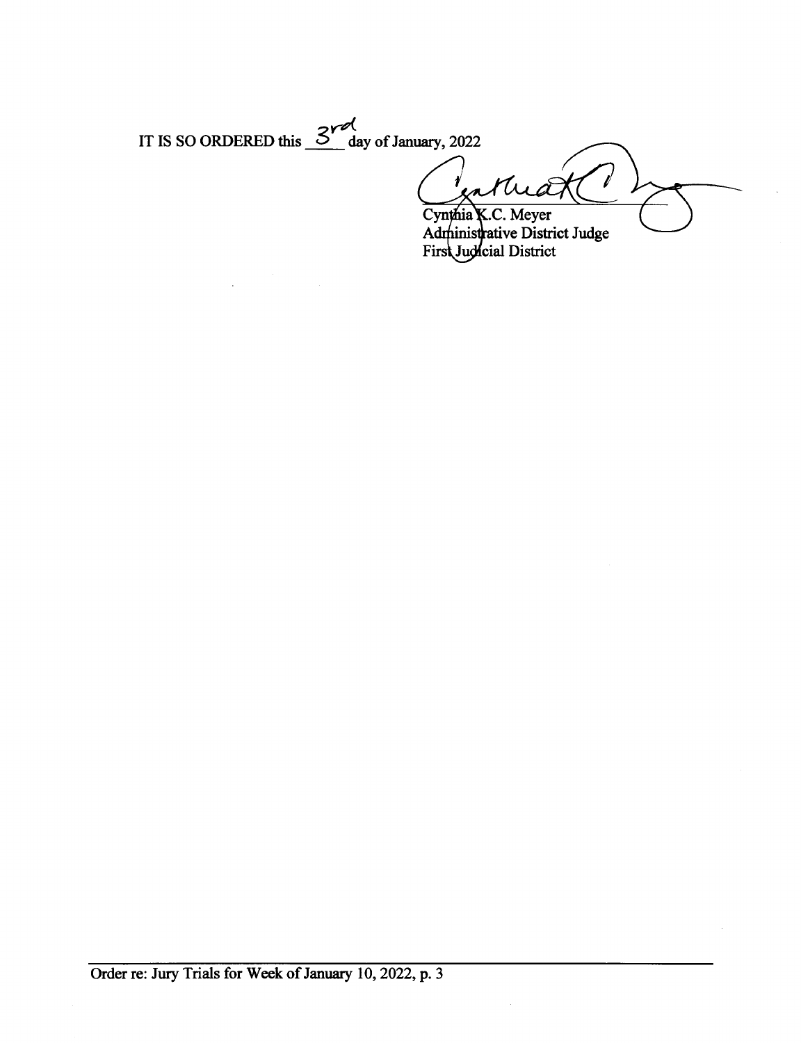IT IS SO ORDERED this 3rd day of January, 2022

Cynthia K.C. Meyer
Administrative District Judge
First Judicial District

Order re: Jury Trials for Week of January 10, 2022, p. 3